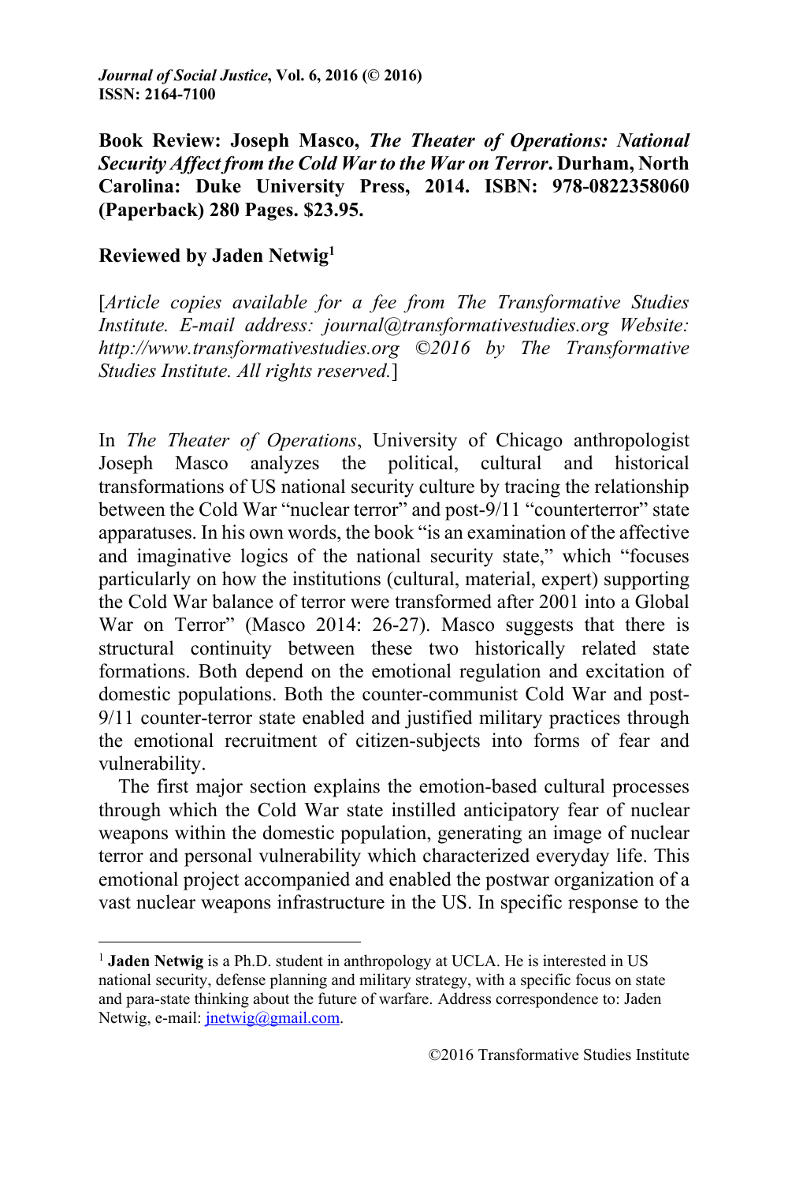*Journal of Social Justice*, **Vol. 6, 2016 (© 2016)**
**ISSN: 2164-7100**

**Book Review: Joseph Masco, *The Theater of Operations: National Security Affect from the Cold War to the War on Terror*. Durham, North Carolina: Duke University Press, 2014. ISBN: 978-0822358060 (Paperback) 280 Pages. $23.95.**

**Reviewed by Jaden Netwig[1]**

[*Article copies available for a fee from The Transformative Studies Institute. E-mail address: journal@transformativestudies.org Website: http://www.transformativestudies.org ©2016 by The Transformative Studies Institute. All rights reserved.*]

In *The Theater of Operations*, University of Chicago anthropologist Joseph Masco analyzes the political, cultural and historical transformations of US national security culture by tracing the relationship between the Cold War "nuclear terror" and post-9/11 "counterterror" state apparatuses. In his own words, the book "is an examination of the affective and imaginative logics of the national security state," which "focuses particularly on how the institutions (cultural, material, expert) supporting the Cold War balance of terror were transformed after 2001 into a Global War on Terror" (Masco 2014: 26-27). Masco suggests that there is structural continuity between these two historically related state formations. Both depend on the emotional regulation and excitation of domestic populations. Both the counter-communist Cold War and post-9/11 counter-terror state enabled and justified military practices through the emotional recruitment of citizen-subjects into forms of fear and vulnerability.

The first major section explains the emotion-based cultural processes through which the Cold War state instilled anticipatory fear of nuclear weapons within the domestic population, generating an image of nuclear terror and personal vulnerability which characterized everyday life. This emotional project accompanied and enabled the postwar organization of a vast nuclear weapons infrastructure in the US. In specific response to the

[1] **Jaden Netwig** is a Ph.D. student in anthropology at UCLA. He is interested in US national security, defense planning and military strategy, with a specific focus on state and para-state thinking about the future of warfare. Address correspondence to: Jaden Netwig, e-mail: jnetwig@gmail.com.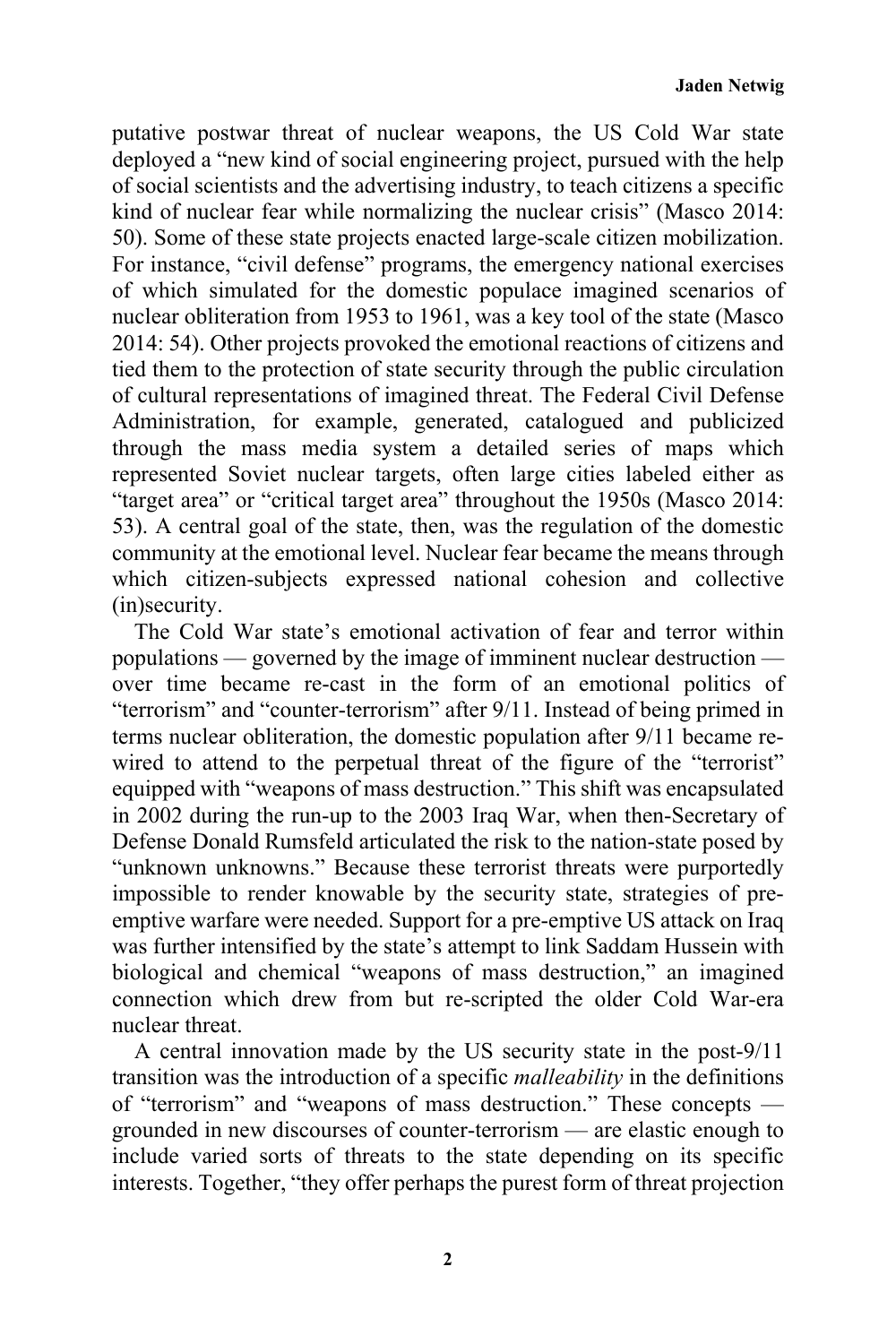putative postwar threat of nuclear weapons, the US Cold War state deployed a "new kind of social engineering project, pursued with the help of social scientists and the advertising industry, to teach citizens a specific kind of nuclear fear while normalizing the nuclear crisis" (Masco 2014: 50). Some of these state projects enacted large-scale citizen mobilization. For instance, "civil defense" programs, the emergency national exercises of which simulated for the domestic populace imagined scenarios of nuclear obliteration from 1953 to 1961, was a key tool of the state (Masco 2014: 54). Other projects provoked the emotional reactions of citizens and tied them to the protection of state security through the public circulation of cultural representations of imagined threat. The Federal Civil Defense Administration, for example, generated, catalogued and publicized through the mass media system a detailed series of maps which represented Soviet nuclear targets, often large cities labeled either as "target area" or "critical target area" throughout the 1950s (Masco 2014: 53). A central goal of the state, then, was the regulation of the domestic community at the emotional level. Nuclear fear became the means through which citizen-subjects expressed national cohesion and collective (in)security.

The Cold War state's emotional activation of fear and terror within populations — governed by the image of imminent nuclear destruction — over time became re-cast in the form of an emotional politics of "terrorism" and "counter-terrorism" after 9/11. Instead of being primed in terms nuclear obliteration, the domestic population after 9/11 became re-wired to attend to the perpetual threat of the figure of the "terrorist" equipped with "weapons of mass destruction." This shift was encapsulated in 2002 during the run-up to the 2003 Iraq War, when then-Secretary of Defense Donald Rumsfeld articulated the risk to the nation-state posed by "unknown unknowns." Because these terrorist threats were purportedly impossible to render knowable by the security state, strategies of pre-emptive warfare were needed. Support for a pre-emptive US attack on Iraq was further intensified by the state's attempt to link Saddam Hussein with biological and chemical "weapons of mass destruction," an imagined connection which drew from but re-scripted the older Cold War-era nuclear threat.

A central innovation made by the US security state in the post-9/11 transition was the introduction of a specific *malleability* in the definitions of "terrorism" and "weapons of mass destruction." These concepts — grounded in new discourses of counter-terrorism — are elastic enough to include varied sorts of threats to the state depending on its specific interests. Together, "they offer perhaps the purest form of threat projection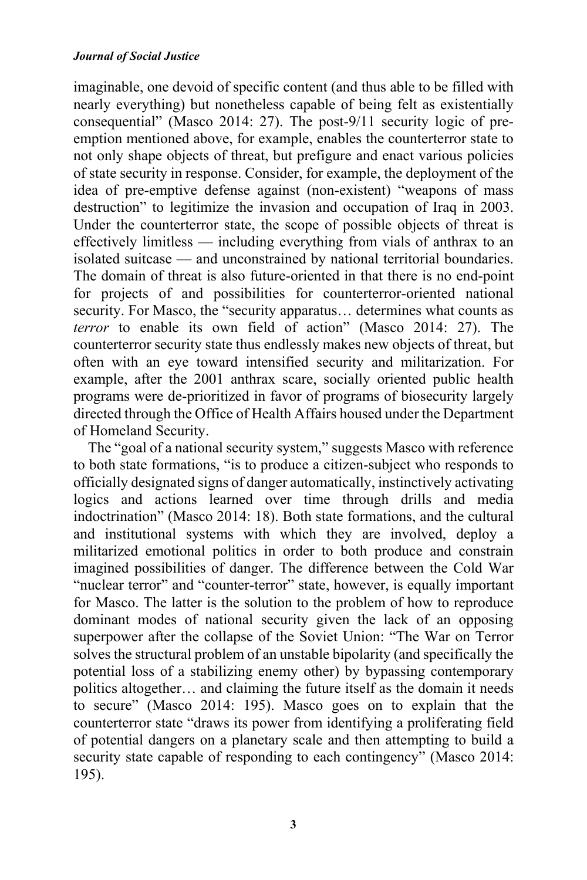imaginable, one devoid of specific content (and thus able to be filled with nearly everything) but nonetheless capable of being felt as existentially consequential" (Masco 2014: 27). The post-9/11 security logic of pre-emption mentioned above, for example, enables the counterterror state to not only shape objects of threat, but prefigure and enact various policies of state security in response. Consider, for example, the deployment of the idea of pre-emptive defense against (non-existent) "weapons of mass destruction" to legitimize the invasion and occupation of Iraq in 2003. Under the counterterror state, the scope of possible objects of threat is effectively limitless — including everything from vials of anthrax to an isolated suitcase — and unconstrained by national territorial boundaries. The domain of threat is also future-oriented in that there is no end-point for projects of and possibilities for counterterror-oriented national security. For Masco, the "security apparatus… determines what counts as *terror* to enable its own field of action" (Masco 2014: 27). The counterterror security state thus endlessly makes new objects of threat, but often with an eye toward intensified security and militarization. For example, after the 2001 anthrax scare, socially oriented public health programs were de-prioritized in favor of programs of biosecurity largely directed through the Office of Health Affairs housed under the Department of Homeland Security.

The "goal of a national security system," suggests Masco with reference to both state formations, "is to produce a citizen-subject who responds to officially designated signs of danger automatically, instinctively activating logics and actions learned over time through drills and media indoctrination" (Masco 2014: 18). Both state formations, and the cultural and institutional systems with which they are involved, deploy a militarized emotional politics in order to both produce and constrain imagined possibilities of danger. The difference between the Cold War "nuclear terror" and "counter-terror" state, however, is equally important for Masco. The latter is the solution to the problem of how to reproduce dominant modes of national security given the lack of an opposing superpower after the collapse of the Soviet Union: "The War on Terror solves the structural problem of an unstable bipolarity (and specifically the potential loss of a stabilizing enemy other) by bypassing contemporary politics altogether… and claiming the future itself as the domain it needs to secure" (Masco 2014: 195). Masco goes on to explain that the counterterror state "draws its power from identifying a proliferating field of potential dangers on a planetary scale and then attempting to build a security state capable of responding to each contingency" (Masco 2014: 195).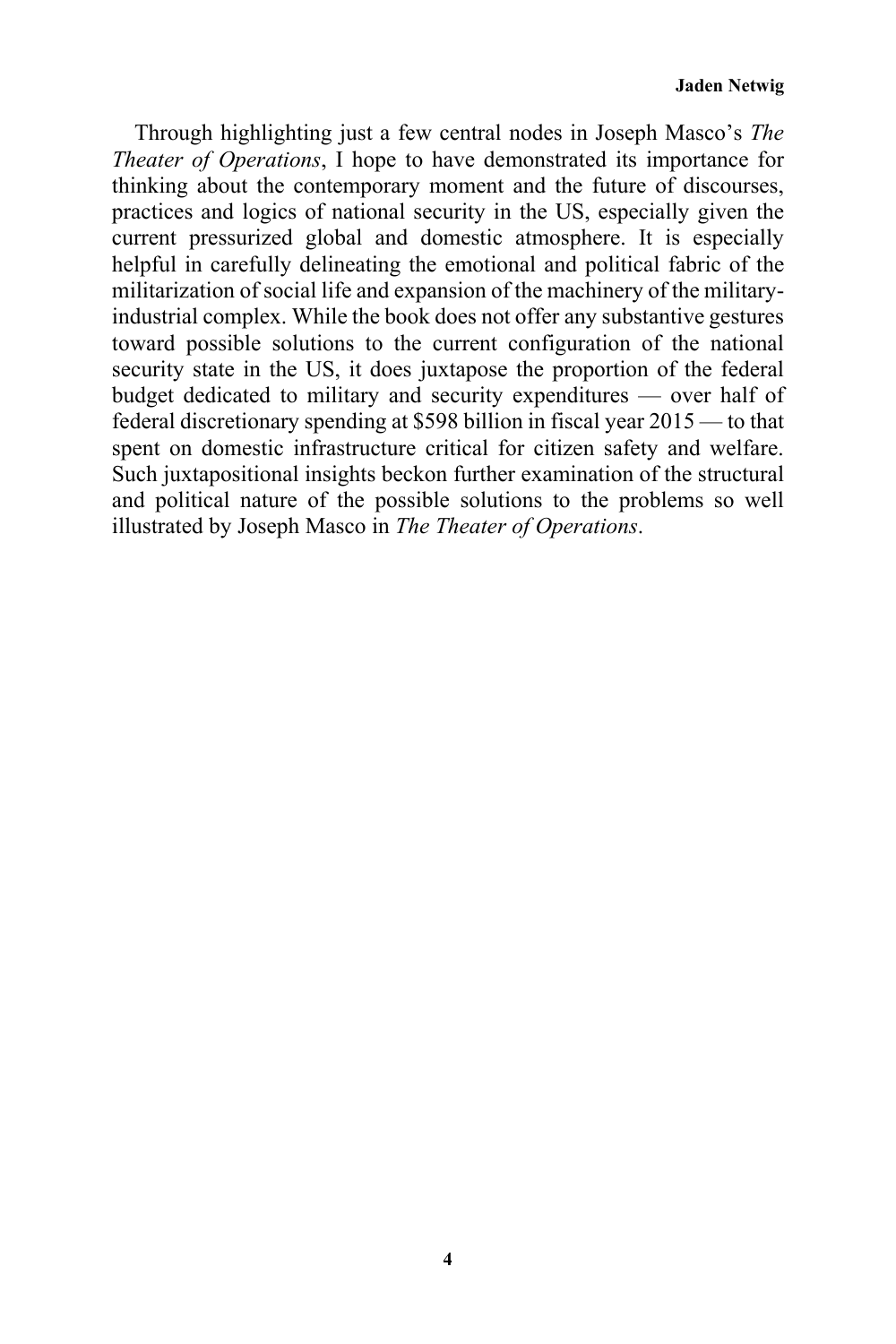Through highlighting just a few central nodes in Joseph Masco's *The Theater of Operations*, I hope to have demonstrated its importance for thinking about the contemporary moment and the future of discourses, practices and logics of national security in the US, especially given the current pressurized global and domestic atmosphere. It is especially helpful in carefully delineating the emotional and political fabric of the militarization of social life and expansion of the machinery of the military-industrial complex. While the book does not offer any substantive gestures toward possible solutions to the current configuration of the national security state in the US, it does juxtapose the proportion of the federal budget dedicated to military and security expenditures — over half of federal discretionary spending at $598 billion in fiscal year 2015 — to that spent on domestic infrastructure critical for citizen safety and welfare. Such juxtapositional insights beckon further examination of the structural and political nature of the possible solutions to the problems so well illustrated by Joseph Masco in *The Theater of Operations*.